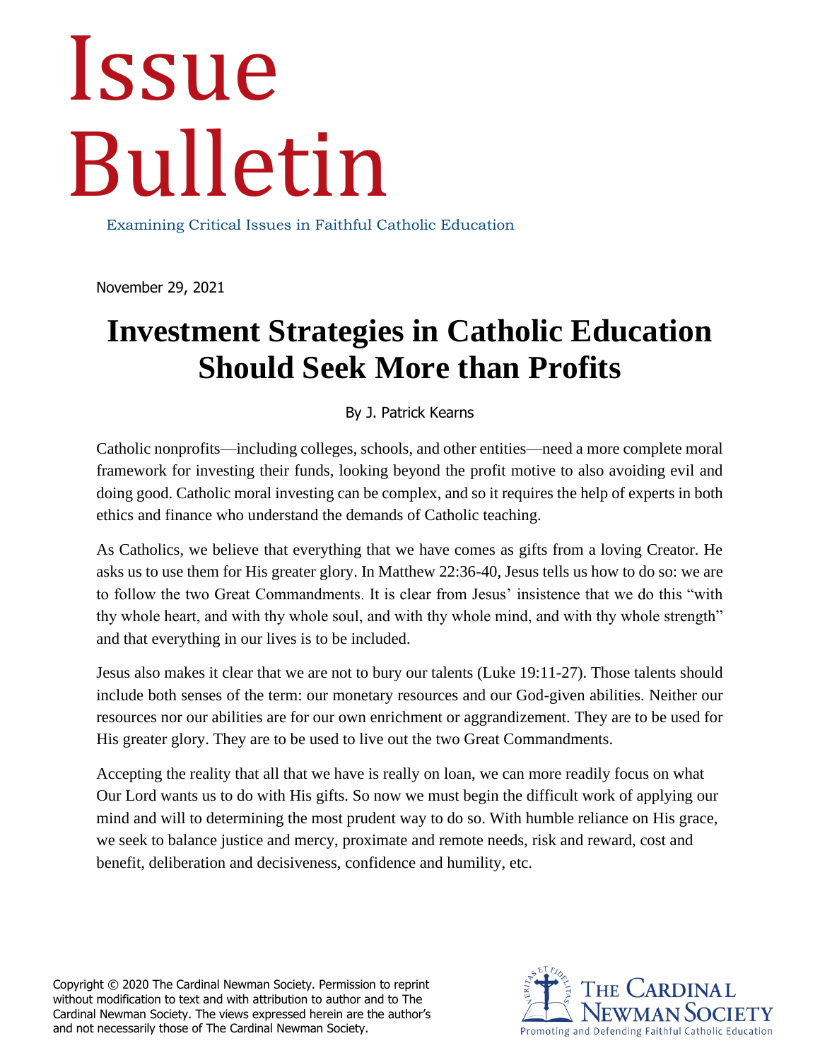# Issue Bulletin

Examining Critical Issues in Faithful Catholic Education

November 29, 2021

## Investment Strategies in Catholic Education Should Seek More than Profits

By J. Patrick Kearns

Catholic nonprofits—including colleges, schools, and other entities—need a more complete moral framework for investing their funds, looking beyond the profit motive to also avoiding evil and doing good. Catholic moral investing can be complex, and so it requires the help of experts in both ethics and finance who understand the demands of Catholic teaching.

As Catholics, we believe that everything that we have comes as gifts from a loving Creator. He asks us to use them for His greater glory. In Matthew 22:36-40, Jesus tells us how to do so: we are to follow the two Great Commandments. It is clear from Jesus' insistence that we do this "with thy whole heart, and with thy whole soul, and with thy whole mind, and with thy whole strength" and that everything in our lives is to be included.

Jesus also makes it clear that we are not to bury our talents (Luke 19:11-27). Those talents should include both senses of the term: our monetary resources and our God-given abilities. Neither our resources nor our abilities are for our own enrichment or aggrandizement. They are to be used for His greater glory. They are to be used to live out the two Great Commandments.

Accepting the reality that all that we have is really on loan, we can more readily focus on what Our Lord wants us to do with His gifts. So now we must begin the difficult work of applying our mind and will to determining the most prudent way to do so. With humble reliance on His grace, we seek to balance justice and mercy, proximate and remote needs, risk and reward, cost and benefit, deliberation and decisiveness, confidence and humility, etc.

Copyright © 2020 The Cardinal Newman Society. Permission to reprint without modification to text and with attribution to author and to The Cardinal Newman Society. The views expressed herein are the author's and not necessarily those of The Cardinal Newman Society.

The Cardinal Newman Society
Promoting and Defending Faithful Catholic Education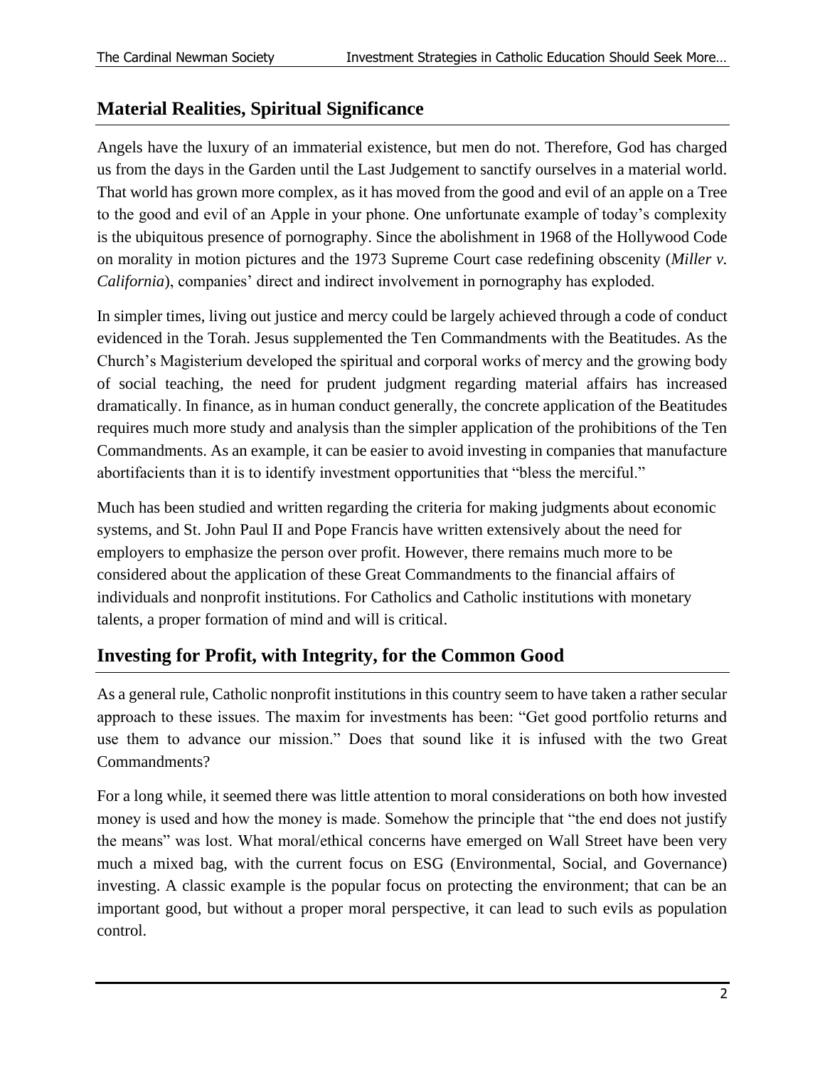## Material Realities, Spiritual Significance

Angels have the luxury of an immaterial existence, but men do not. Therefore, God has charged us from the days in the Garden until the Last Judgement to sanctify ourselves in a material world. That world has grown more complex, as it has moved from the good and evil of an apple on a Tree to the good and evil of an Apple in your phone. One unfortunate example of today's complexity is the ubiquitous presence of pornography. Since the abolishment in 1968 of the Hollywood Code on morality in motion pictures and the 1973 Supreme Court case redefining obscenity (*Miller v. California*), companies' direct and indirect involvement in pornography has exploded.

In simpler times, living out justice and mercy could be largely achieved through a code of conduct evidenced in the Torah. Jesus supplemented the Ten Commandments with the Beatitudes. As the Church's Magisterium developed the spiritual and corporal works of mercy and the growing body of social teaching, the need for prudent judgment regarding material affairs has increased dramatically. In finance, as in human conduct generally, the concrete application of the Beatitudes requires much more study and analysis than the simpler application of the prohibitions of the Ten Commandments. As an example, it can be easier to avoid investing in companies that manufacture abortifacients than it is to identify investment opportunities that "bless the merciful."

Much has been studied and written regarding the criteria for making judgments about economic systems, and St. John Paul II and Pope Francis have written extensively about the need for employers to emphasize the person over profit. However, there remains much more to be considered about the application of these Great Commandments to the financial affairs of individuals and nonprofit institutions. For Catholics and Catholic institutions with monetary talents, a proper formation of mind and will is critical.

## Investing for Profit, with Integrity, for the Common Good

As a general rule, Catholic nonprofit institutions in this country seem to have taken a rather secular approach to these issues. The maxim for investments has been: "Get good portfolio returns and use them to advance our mission." Does that sound like it is infused with the two Great Commandments?

For a long while, it seemed there was little attention to moral considerations on both how invested money is used and how the money is made. Somehow the principle that "the end does not justify the means" was lost. What moral/ethical concerns have emerged on Wall Street have been very much a mixed bag, with the current focus on ESG (Environmental, Social, and Governance) investing. A classic example is the popular focus on protecting the environment; that can be an important good, but without a proper moral perspective, it can lead to such evils as population control.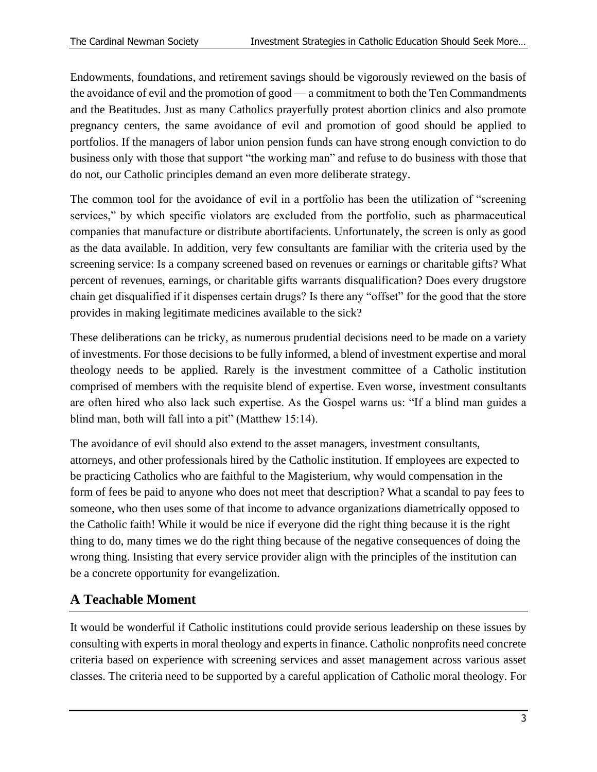Endowments, foundations, and retirement savings should be vigorously reviewed on the basis of the avoidance of evil and the promotion of good — a commitment to both the Ten Commandments and the Beatitudes. Just as many Catholics prayerfully protest abortion clinics and also promote pregnancy centers, the same avoidance of evil and promotion of good should be applied to portfolios. If the managers of labor union pension funds can have strong enough conviction to do business only with those that support "the working man" and refuse to do business with those that do not, our Catholic principles demand an even more deliberate strategy.

The common tool for the avoidance of evil in a portfolio has been the utilization of "screening services," by which specific violators are excluded from the portfolio, such as pharmaceutical companies that manufacture or distribute abortifacients. Unfortunately, the screen is only as good as the data available. In addition, very few consultants are familiar with the criteria used by the screening service: Is a company screened based on revenues or earnings or charitable gifts? What percent of revenues, earnings, or charitable gifts warrants disqualification? Does every drugstore chain get disqualified if it dispenses certain drugs? Is there any "offset" for the good that the store provides in making legitimate medicines available to the sick?

These deliberations can be tricky, as numerous prudential decisions need to be made on a variety of investments. For those decisions to be fully informed, a blend of investment expertise and moral theology needs to be applied. Rarely is the investment committee of a Catholic institution comprised of members with the requisite blend of expertise. Even worse, investment consultants are often hired who also lack such expertise. As the Gospel warns us: "If a blind man guides a blind man, both will fall into a pit" (Matthew 15:14).

The avoidance of evil should also extend to the asset managers, investment consultants, attorneys, and other professionals hired by the Catholic institution. If employees are expected to be practicing Catholics who are faithful to the Magisterium, why would compensation in the form of fees be paid to anyone who does not meet that description? What a scandal to pay fees to someone, who then uses some of that income to advance organizations diametrically opposed to the Catholic faith! While it would be nice if everyone did the right thing because it is the right thing to do, many times we do the right thing because of the negative consequences of doing the wrong thing. Insisting that every service provider align with the principles of the institution can be a concrete opportunity for evangelization.

## A Teachable Moment

It would be wonderful if Catholic institutions could provide serious leadership on these issues by consulting with experts in moral theology and experts in finance. Catholic nonprofits need concrete criteria based on experience with screening services and asset management across various asset classes. The criteria need to be supported by a careful application of Catholic moral theology. For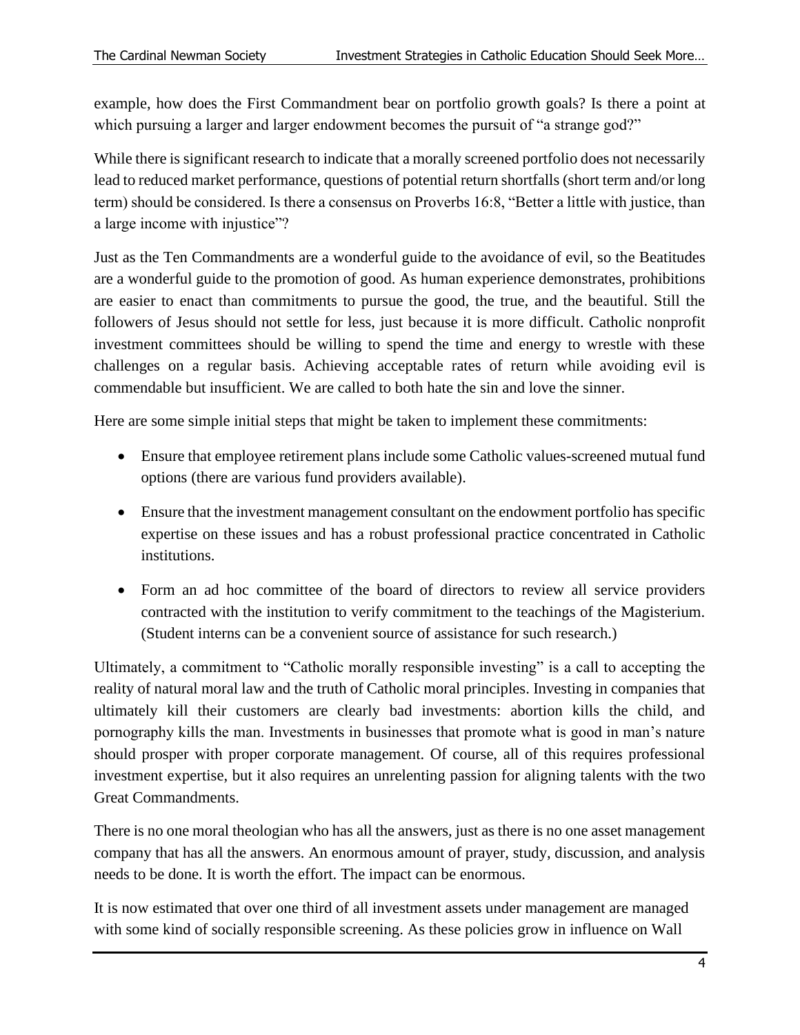example, how does the First Commandment bear on portfolio growth goals? Is there a point at which pursuing a larger and larger endowment becomes the pursuit of "a strange god?"

While there is significant research to indicate that a morally screened portfolio does not necessarily lead to reduced market performance, questions of potential return shortfalls (short term and/or long term) should be considered. Is there a consensus on Proverbs 16:8, "Better a little with justice, than a large income with injustice"?

Just as the Ten Commandments are a wonderful guide to the avoidance of evil, so the Beatitudes are a wonderful guide to the promotion of good. As human experience demonstrates, prohibitions are easier to enact than commitments to pursue the good, the true, and the beautiful. Still the followers of Jesus should not settle for less, just because it is more difficult. Catholic nonprofit investment committees should be willing to spend the time and energy to wrestle with these challenges on a regular basis. Achieving acceptable rates of return while avoiding evil is commendable but insufficient. We are called to both hate the sin and love the sinner.

Here are some simple initial steps that might be taken to implement these commitments:

- Ensure that employee retirement plans include some Catholic values-screened mutual fund options (there are various fund providers available).
- Ensure that the investment management consultant on the endowment portfolio has specific expertise on these issues and has a robust professional practice concentrated in Catholic institutions.
- Form an ad hoc committee of the board of directors to review all service providers contracted with the institution to verify commitment to the teachings of the Magisterium. (Student interns can be a convenient source of assistance for such research.)

Ultimately, a commitment to "Catholic morally responsible investing" is a call to accepting the reality of natural moral law and the truth of Catholic moral principles. Investing in companies that ultimately kill their customers are clearly bad investments: abortion kills the child, and pornography kills the man. Investments in businesses that promote what is good in man's nature should prosper with proper corporate management. Of course, all of this requires professional investment expertise, but it also requires an unrelenting passion for aligning talents with the two Great Commandments.

There is no one moral theologian who has all the answers, just as there is no one asset management company that has all the answers. An enormous amount of prayer, study, discussion, and analysis needs to be done. It is worth the effort. The impact can be enormous.

It is now estimated that over one third of all investment assets under management are managed with some kind of socially responsible screening. As these policies grow in influence on Wall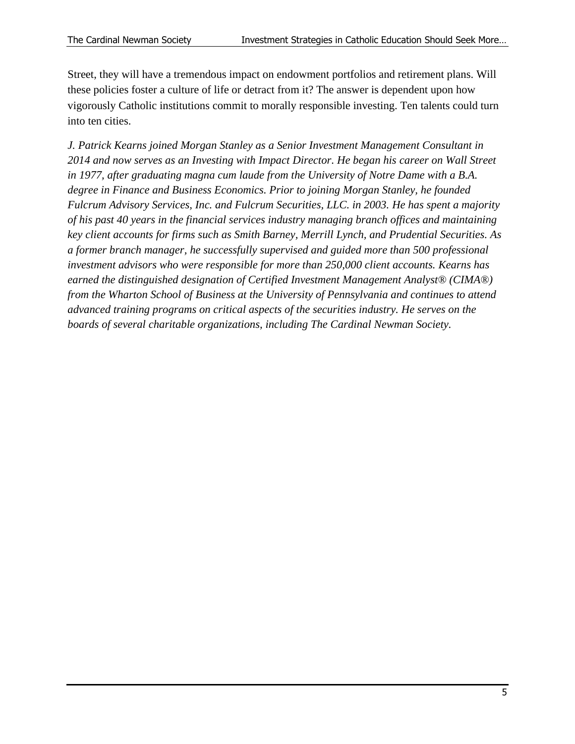Street, they will have a tremendous impact on endowment portfolios and retirement plans. Will these policies foster a culture of life or detract from it? The answer is dependent upon how vigorously Catholic institutions commit to morally responsible investing. Ten talents could turn into ten cities.

*J. Patrick Kearns joined Morgan Stanley as a Senior Investment Management Consultant in 2014 and now serves as an Investing with Impact Director. He began his career on Wall Street in 1977, after graduating magna cum laude from the University of Notre Dame with a B.A. degree in Finance and Business Economics. Prior to joining Morgan Stanley, he founded Fulcrum Advisory Services, Inc. and Fulcrum Securities, LLC. in 2003. He has spent a majority of his past 40 years in the financial services industry managing branch offices and maintaining key client accounts for firms such as Smith Barney, Merrill Lynch, and Prudential Securities. As a former branch manager, he successfully supervised and guided more than 500 professional investment advisors who were responsible for more than 250,000 client accounts. Kearns has earned the distinguished designation of Certified Investment Management Analyst® (CIMA®) from the Wharton School of Business at the University of Pennsylvania and continues to attend advanced training programs on critical aspects of the securities industry. He serves on the boards of several charitable organizations, including The Cardinal Newman Society.*